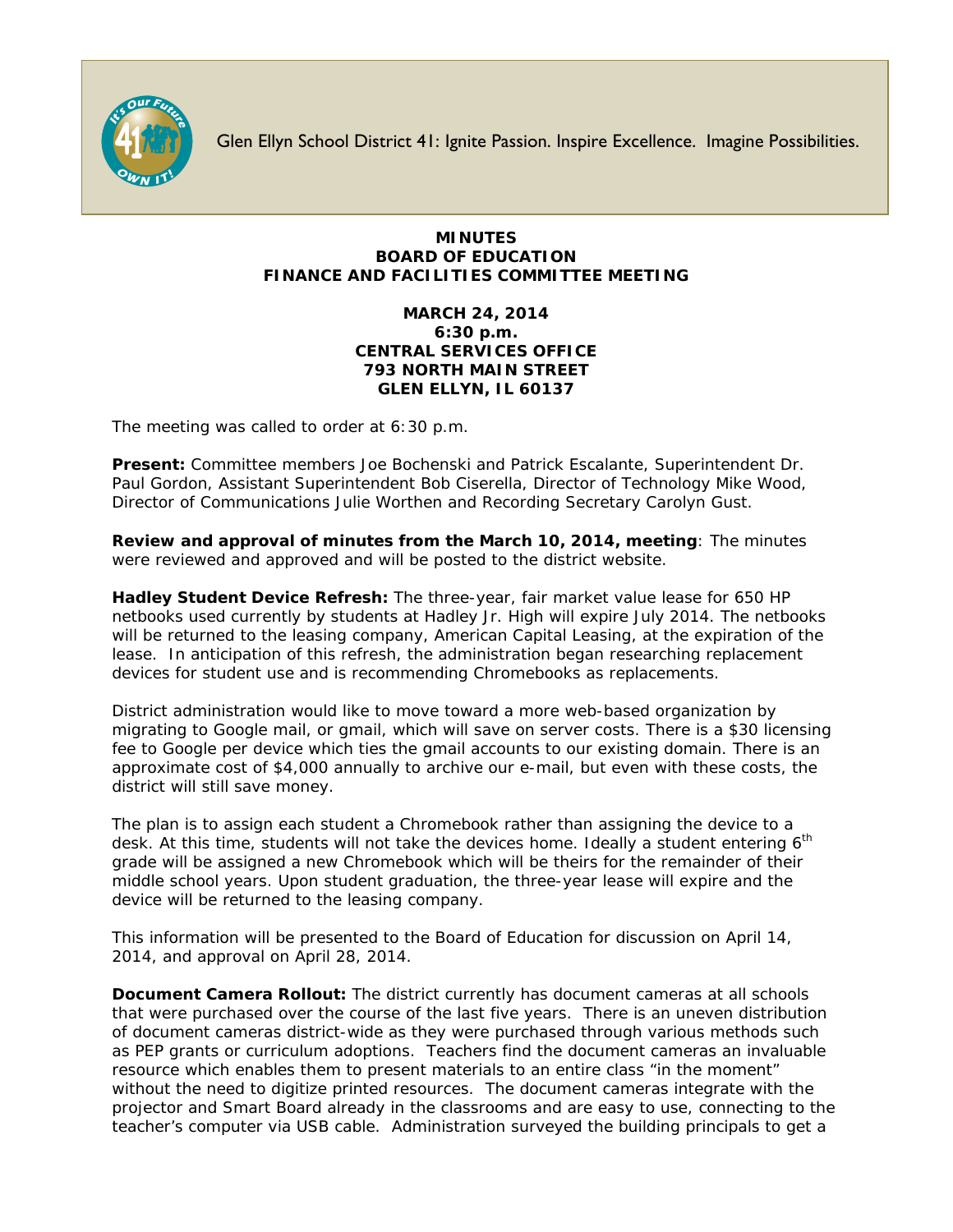Glen Ellyn School District 41: Ignite Passion. Inspire Excellence. Imagine Possibilities.

# MINUTES
## BOARD OF EDUCATION
## FINANCE AND FACILITIES COMMITTEE MEETING

**MARCH 24, 2014**
**6:30 p.m.**
**CENTRAL SERVICES OFFICE**
**793 NORTH MAIN STREET**
**GLEN ELLYN, IL 60137**

The meeting was called to order at 6:30 p.m.

**Present:** Committee members Joe Bochenski and Patrick Escalante, Superintendent Dr. Paul Gordon, Assistant Superintendent Bob Ciserella, Director of Technology Mike Wood, Director of Communications Julie Worthen and Recording Secretary Carolyn Gust.

**Review and approval of minutes from the March 10, 2014, meeting**: The minutes were reviewed and approved and will be posted to the district website.

**Hadley Student Device Refresh:** The three-year, fair market value lease for 650 HP netbooks used currently by students at Hadley Jr. High will expire July 2014. The netbooks will be returned to the leasing company, American Capital Leasing, at the expiration of the lease. In anticipation of this refresh, the administration began researching replacement devices for student use and is recommending Chromebooks as replacements.

District administration would like to move toward a more web-based organization by migrating to Google mail, or gmail, which will save on server costs. There is a $30 licensing fee to Google per device which ties the gmail accounts to our existing domain. There is an approximate cost of $4,000 annually to archive our e-mail, but even with these costs, the district will still save money.

The plan is to assign each student a Chromebook rather than assigning the device to a desk. At this time, students will not take the devices home. Ideally a student entering 6th grade will be assigned a new Chromebook which will be theirs for the remainder of their middle school years. Upon student graduation, the three-year lease will expire and the device will be returned to the leasing company.

This information will be presented to the Board of Education for discussion on April 14, 2014, and approval on April 28, 2014.

**Document Camera Rollout:** The district currently has document cameras at all schools that were purchased over the course of the last five years. There is an uneven distribution of document cameras district-wide as they were purchased through various methods such as PEP grants or curriculum adoptions. Teachers find the document cameras an invaluable resource which enables them to present materials to an entire class "in the moment" without the need to digitize printed resources. The document cameras integrate with the projector and Smart Board already in the classrooms and are easy to use, connecting to the teacher's computer via USB cable. Administration surveyed the building principals to get a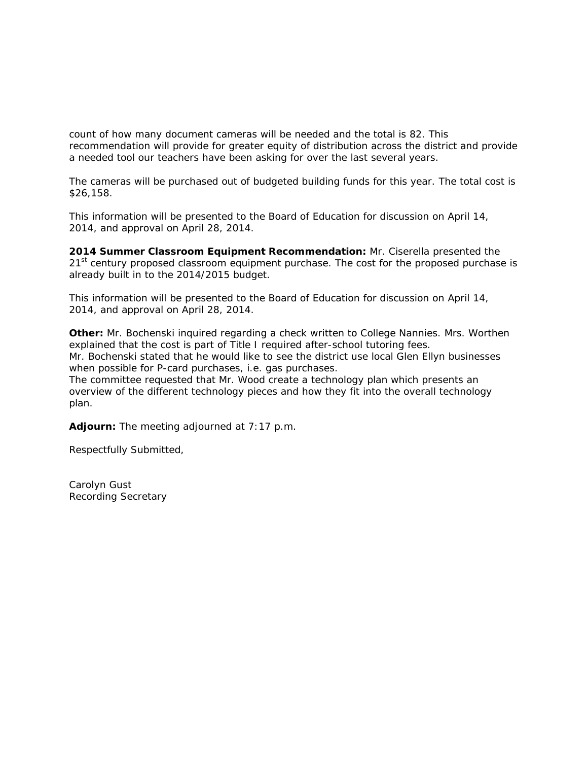count of how many document cameras will be needed and the total is 82. This recommendation will provide for greater equity of distribution across the district and provide a needed tool our teachers have been asking for over the last several years.

The cameras will be purchased out of budgeted building funds for this year. The total cost is $26,158.

This information will be presented to the Board of Education for discussion on April 14, 2014, and approval on April 28, 2014.

**2014 Summer Classroom Equipment Recommendation:** Mr. Ciserella presented the 21st century proposed classroom equipment purchase. The cost for the proposed purchase is already built in to the 2014/2015 budget.

This information will be presented to the Board of Education for discussion on April 14, 2014, and approval on April 28, 2014.

**Other:** Mr. Bochenski inquired regarding a check written to College Nannies. Mrs. Worthen explained that the cost is part of Title I required after-school tutoring fees.
Mr. Bochenski stated that he would like to see the district use local Glen Ellyn businesses when possible for P-card purchases, i.e. gas purchases.
The committee requested that Mr. Wood create a technology plan which presents an overview of the different technology pieces and how they fit into the overall technology plan.

**Adjourn:** The meeting adjourned at 7:17 p.m.

Respectfully Submitted,

Carolyn Gust
Recording Secretary